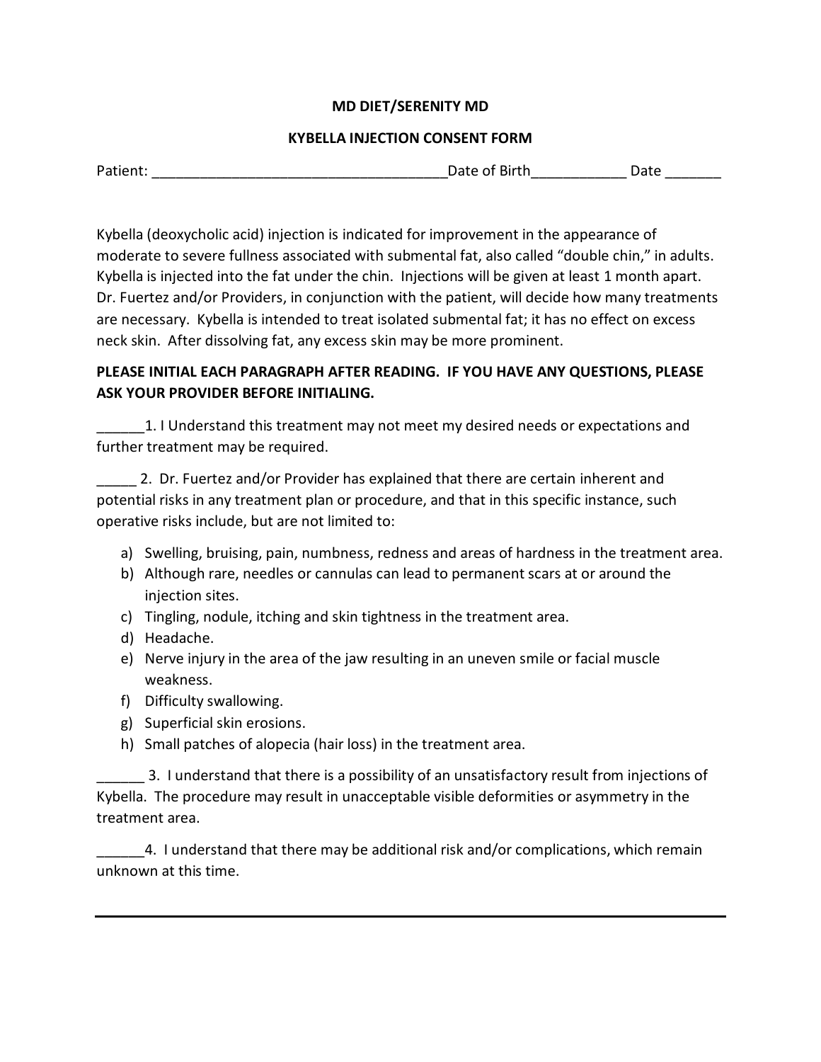**MD DIET/SERENITY MD**

**KYBELLA INJECTION CONSENT FORM**

Patient: ______________________________________Date of Birth____________ Date _______

Kybella (deoxycholic acid) injection is indicated for improvement in the appearance of moderate to severe fullness associated with submental fat, also called "double chin," in adults. Kybella is injected into the fat under the chin. Injections will be given at least 1 month apart. Dr. Fuertez and/or Providers, in conjunction with the patient, will decide how many treatments are necessary. Kybella is intended to treat isolated submental fat; it has no effect on excess neck skin. After dissolving fat, any excess skin may be more prominent.

**PLEASE INITIAL EACH PARAGRAPH AFTER READING. IF YOU HAVE ANY QUESTIONS, PLEASE ASK YOUR PROVIDER BEFORE INITIALING.**

______1. I Understand this treatment may not meet my desired needs or expectations and further treatment may be required.

_____ 2. Dr. Fuertez and/or Provider has explained that there are certain inherent and potential risks in any treatment plan or procedure, and that in this specific instance, such operative risks include, but are not limited to:

a) Swelling, bruising, pain, numbness, redness and areas of hardness in the treatment area.
b) Although rare, needles or cannulas can lead to permanent scars at or around the injection sites.
c) Tingling, nodule, itching and skin tightness in the treatment area.
d) Headache.
e) Nerve injury in the area of the jaw resulting in an uneven smile or facial muscle weakness.
f) Difficulty swallowing.
g) Superficial skin erosions.
h) Small patches of alopecia (hair loss) in the treatment area.

______ 3. I understand that there is a possibility of an unsatisfactory result from injections of Kybella. The procedure may result in unacceptable visible deformities or asymmetry in the treatment area.

______4. I understand that there may be additional risk and/or complications, which remain unknown at this time.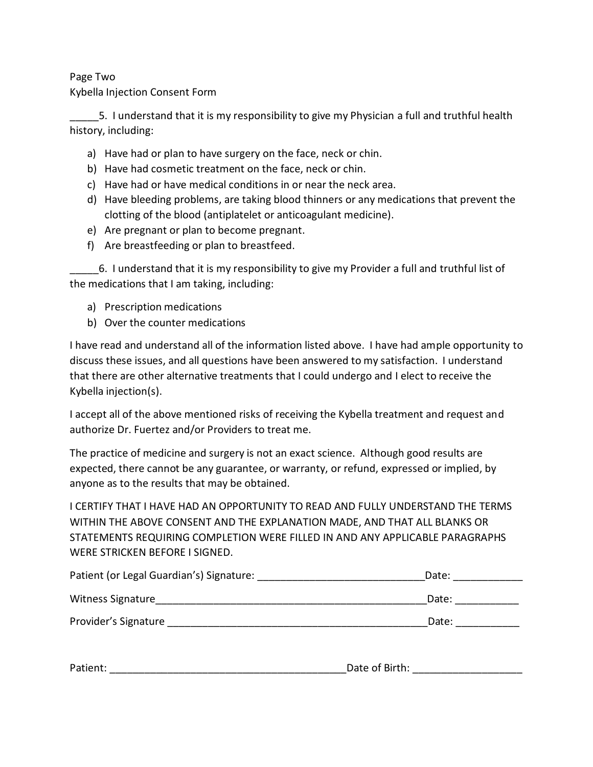Page Two
Kybella Injection Consent Form

_____5. I understand that it is my responsibility to give my Physician a full and truthful health history, including:

a) Have had or plan to have surgery on the face, neck or chin.
b) Have had cosmetic treatment on the face, neck or chin.
c) Have had or have medical conditions in or near the neck area.
d) Have bleeding problems, are taking blood thinners or any medications that prevent the clotting of the blood (antiplatelet or anticoagulant medicine).
e) Are pregnant or plan to become pregnant.
f) Are breastfeeding or plan to breastfeed.

_____6. I understand that it is my responsibility to give my Provider a full and truthful list of the medications that I am taking, including:

a) Prescription medications
b) Over the counter medications

I have read and understand all of the information listed above. I have had ample opportunity to discuss these issues, and all questions have been answered to my satisfaction. I understand that there are other alternative treatments that I could undergo and I elect to receive the Kybella injection(s).

I accept all of the above mentioned risks of receiving the Kybella treatment and request and authorize Dr. Fuertez and/or Providers to treat me.

The practice of medicine and surgery is not an exact science. Although good results are expected, there cannot be any guarantee, or warranty, or refund, expressed or implied, by anyone as to the results that may be obtained.

I CERTIFY THAT I HAVE HAD AN OPPORTUNITY TO READ AND FULLY UNDERSTAND THE TERMS WITHIN THE ABOVE CONSENT AND THE EXPLANATION MADE, AND THAT ALL BLANKS OR STATEMENTS REQUIRING COMPLETION WERE FILLED IN AND ANY APPLICABLE PARAGRAPHS WERE STRICKEN BEFORE I SIGNED.

Patient (or Legal Guardian's) Signature: _____________________________ Date: ____________

Witness Signature_________________________________________________ Date: ___________

Provider's Signature ______________________________________________ Date: ___________

Patient: __________________________________________ Date of Birth: ___________________